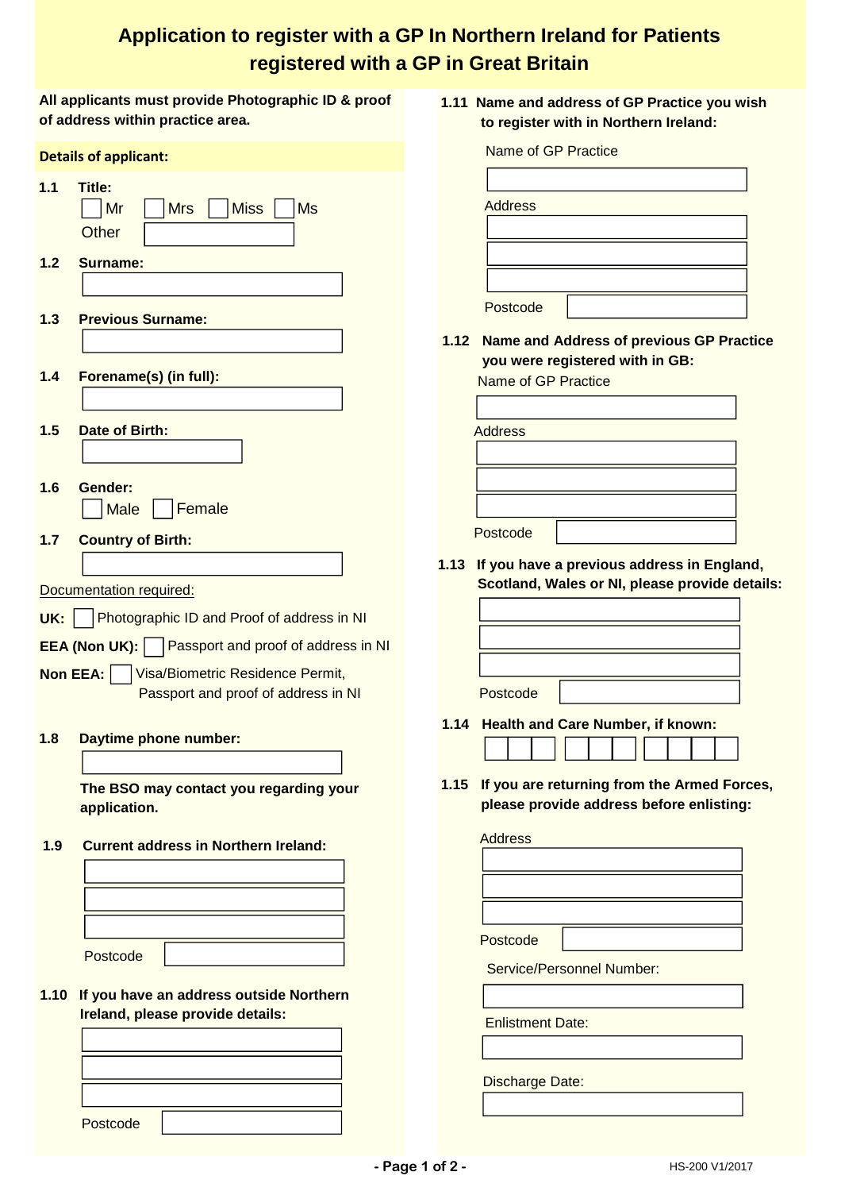# Application to register with a GP In Northern Ireland for Patients registered with a GP in Great Britain

**All applicants must provide Photographic ID & proof of address within practice area.**

## Details of applicant:

**1.1 Title:**

☐ Mr ☐ Mrs ☐ Miss ☐ Ms

Other ______

**1.2 Surname:**

______

**1.3 Previous Surname:**

______

**1.4 Forename(s) (in full):**

______

**1.5 Date of Birth:**

______

**1.6 Gender:**

☐ Male ☐ Female

**1.7 Country of Birth:**

______

Documentation required:

**UK:** ☐ Photographic ID and Proof of address in NI

**EEA (Non UK):** ☐ Passport and proof of address in NI

**Non EEA:** ☐ Visa/Biometric Residence Permit, Passport and proof of address in NI

**1.8 Daytime phone number:**

______

**The BSO may contact you regarding your application.**

**1.9 Current address in Northern Ireland:**

______

______

______

Postcode ______

**1.10 If you have an address outside Northern Ireland, please provide details:**

______

______

______

Postcode ______

**1.11 Name and address of GP Practice you wish to register with in Northern Ireland:**

Name of GP Practice

______

Address

______

______

______

Postcode ______

**1.12 Name and Address of previous GP Practice you were registered with in GB:**

Name of GP Practice

______

Address

______

______

______

Postcode ______

**1.13 If you have a previous address in England, Scotland, Wales or NI, please provide details:**

______

______

______

Postcode ______

**1.14 Health and Care Number, if known:**

☐☐☐ ☐☐☐ ☐☐☐☐

**1.15 If you are returning from the Armed Forces, please provide address before enlisting:**

Address

______

______

______

Postcode ______

Service/Personnel Number:

______

Enlistment Date:

______

Discharge Date:

______

HS-200 V1/2017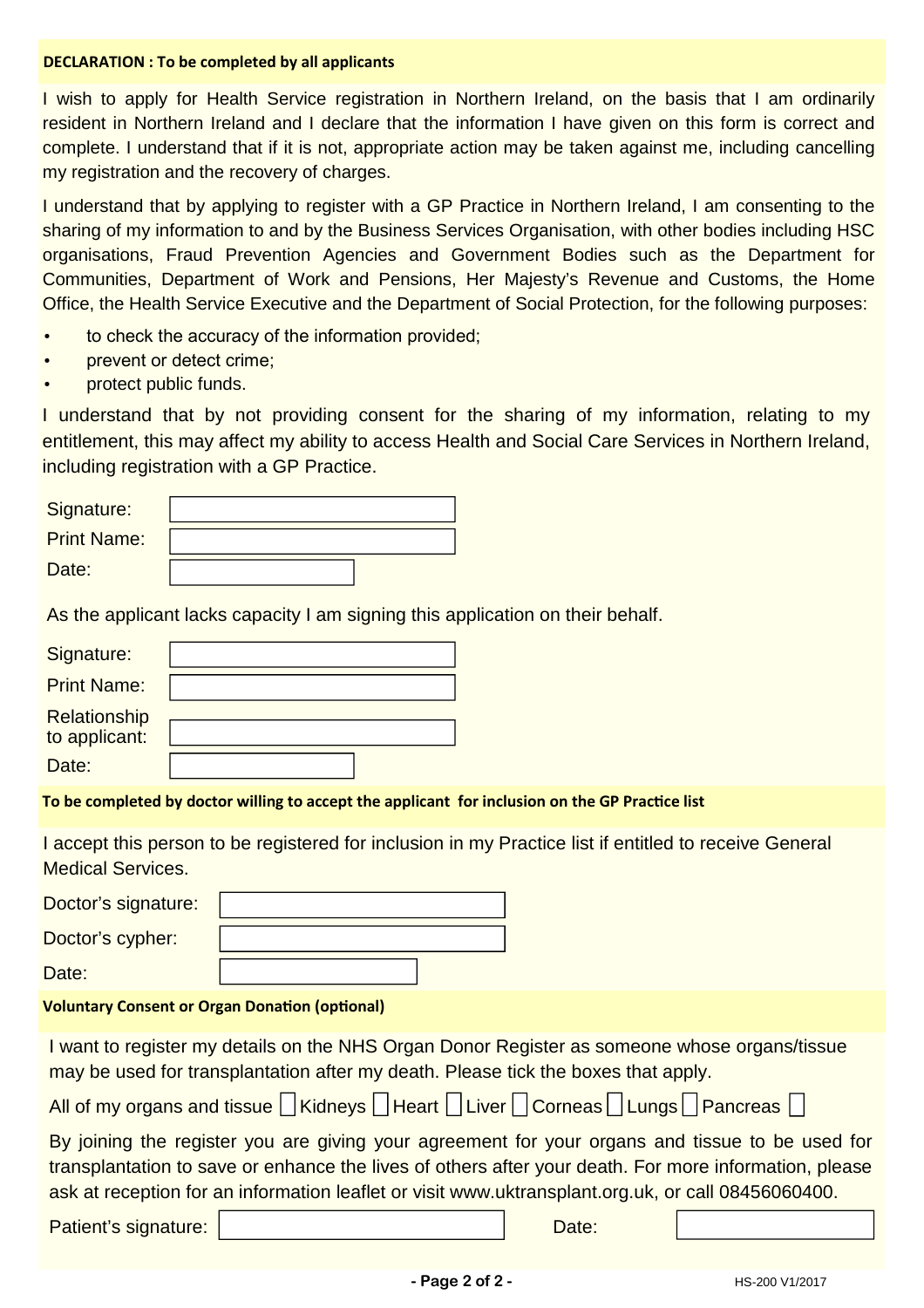**DECLARATION : To be completed by all applicants**

I wish to apply for Health Service registration in Northern Ireland, on the basis that I am ordinarily resident in Northern Ireland and I declare that the information I have given on this form is correct and complete. I understand that if it is not, appropriate action may be taken against me, including cancelling my registration and the recovery of charges.

I understand that by applying to register with a GP Practice in Northern Ireland, I am consenting to the sharing of my information to and by the Business Services Organisation, with other bodies including HSC organisations, Fraud Prevention Agencies and Government Bodies such as the Department for Communities, Department of Work and Pensions, Her Majesty's Revenue and Customs, the Home Office, the Health Service Executive and the Department of Social Protection, for the following purposes:

- to check the accuracy of the information provided;
- prevent or detect crime;
- protect public funds.

I understand that by not providing consent for the sharing of my information, relating to my entitlement, this may affect my ability to access Health and Social Care Services in Northern Ireland, including registration with a GP Practice.

Signature:

Print Name:

Date:

As the applicant lacks capacity I am signing this application on their behalf.

Signature:

Print Name:

Relationship to applicant:

Date:

**To be completed by doctor willing to accept the applicant for inclusion on the GP Practice list**

I accept this person to be registered for inclusion in my Practice list if entitled to receive General Medical Services.

Doctor's signature:

Doctor's cypher:

Date:

**Voluntary Consent or Organ Donation (optional)**

I want to register my details on the NHS Organ Donor Register as someone whose organs/tissue may be used for transplantation after my death. Please tick the boxes that apply.

All of my organs and tissue ☐ Kidneys ☐ Heart ☐ Liver ☐ Corneas ☐ Lungs ☐ Pancreas ☐

By joining the register you are giving your agreement for your organs and tissue to be used for transplantation to save or enhance the lives of others after your death. For more information, please ask at reception for an information leaflet or visit www.uktransplant.org.uk, or call 08456060400.

Patient's signature: Date:

HS-200 V1/2017